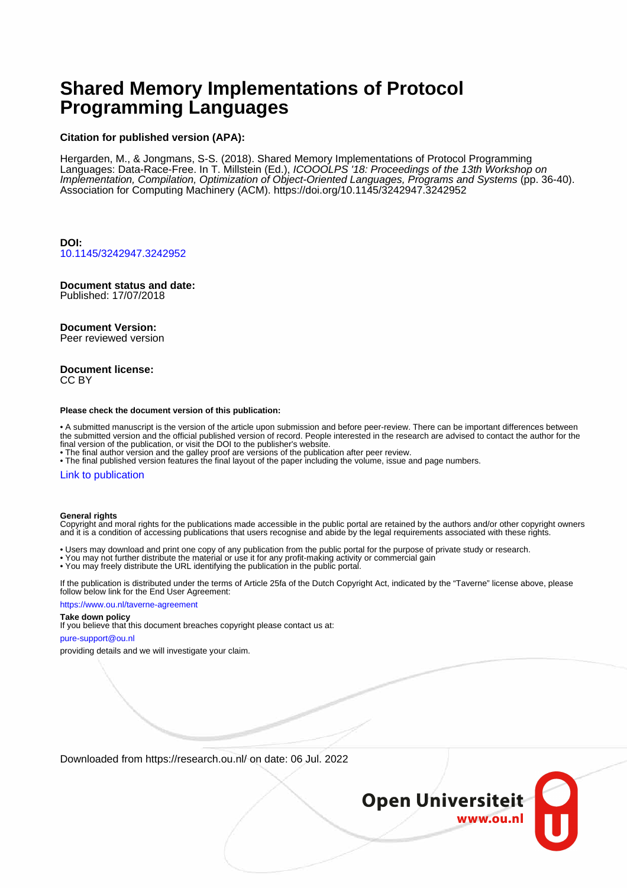# Shared Memory Implementations of Protocol Programming Languages

**Citation for published version (APA):**

Hergarden, M., & Jongmans, S-S. (2018). Shared Memory Implementations of Protocol Programming Languages: Data-Race-Free. In T. Millstein (Ed.), *ICOOOLPS '18: Proceedings of the 13th Workshop on Implementation, Compilation, Optimization of Object-Oriented Languages, Programs and Systems* (pp. 36-40). Association for Computing Machinery (ACM). https://doi.org/10.1145/3242947.3242952

**DOI:**
10.1145/3242947.3242952

**Document status and date:**
Published: 17/07/2018

**Document Version:**
Peer reviewed version

**Document license:**
CC BY

**Please check the document version of this publication:**

- A submitted manuscript is the version of the article upon submission and before peer-review. There can be important differences between the submitted version and the official published version of record. People interested in the research are advised to contact the author for the final version of the publication, or visit the DOI to the publisher's website.
- The final author version and the galley proof are versions of the publication after peer review.
- The final published version features the final layout of the paper including the volume, issue and page numbers.

Link to publication

**General rights**
Copyright and moral rights for the publications made accessible in the public portal are retained by the authors and/or other copyright owners and it is a condition of accessing publications that users recognise and abide by the legal requirements associated with these rights.

- Users may download and print one copy of any publication from the public portal for the purpose of private study or research.
- You may not further distribute the material or use it for any profit-making activity or commercial gain
- You may freely distribute the URL identifying the publication in the public portal.

If the publication is distributed under the terms of Article 25fa of the Dutch Copyright Act, indicated by the "Taverne" license above, please follow below link for the End User Agreement:

https://www.ou.nl/taverne-agreement

**Take down policy**
If you believe that this document breaches copyright please contact us at:

pure-support@ou.nl

providing details and we will investigate your claim.

Downloaded from https://research.ou.nl/ on date: 06 Jul. 2022

Open Universiteit
www.ou.nl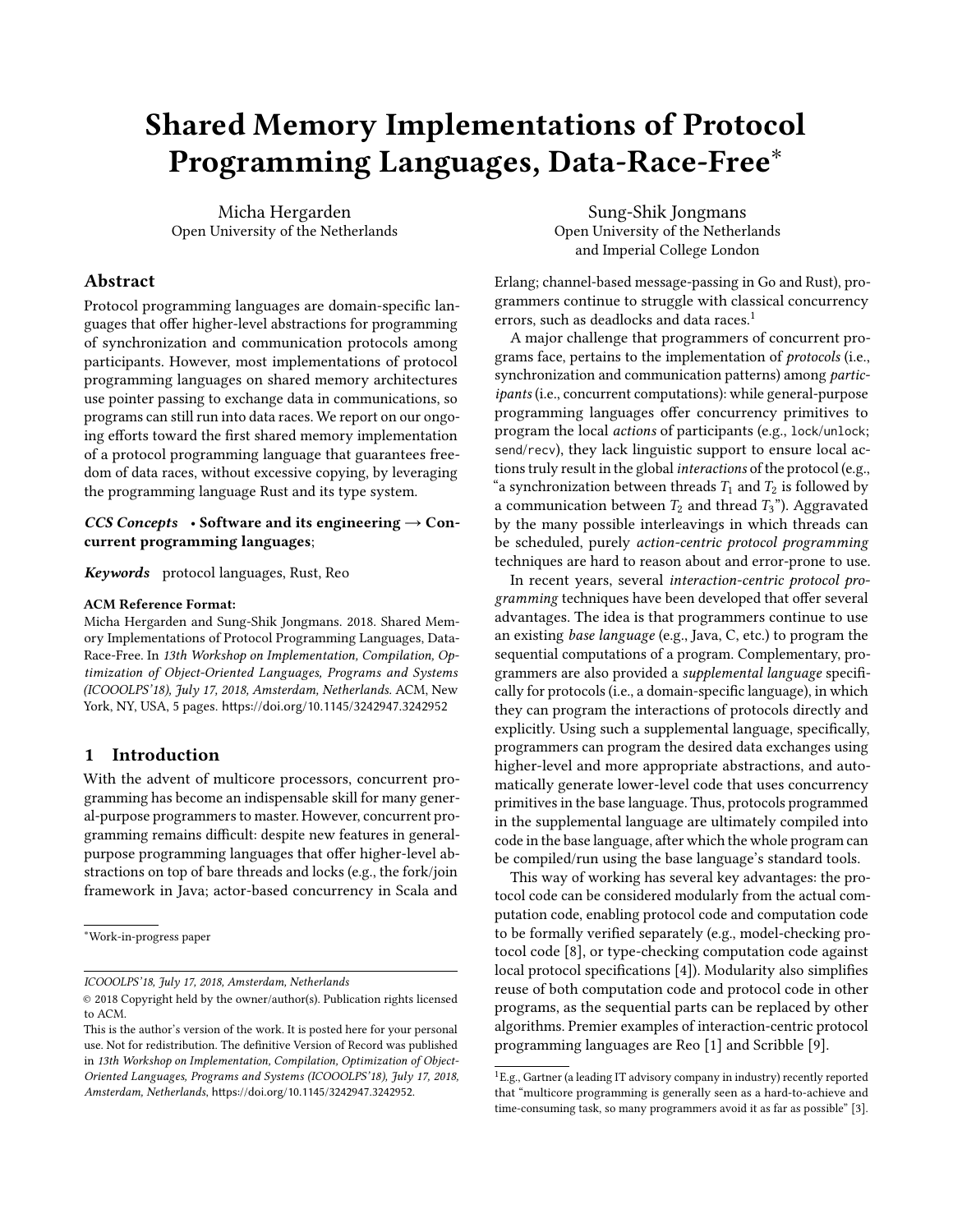# Shared Memory Implementations of Protocol Programming Languages, Data-Race-Free*

Micha Hergarden
Open University of the Netherlands

Sung-Shik Jongmans
Open University of the Netherlands and Imperial College London

## Abstract

Protocol programming languages are domain-specific languages that offer higher-level abstractions for programming of synchronization and communication protocols among participants. However, most implementations of protocol programming languages on shared memory architectures use pointer passing to exchange data in communications, so programs can still run into data races. We report on our ongoing efforts toward the first shared memory implementation of a protocol programming language that guarantees freedom of data races, without excessive copying, by leveraging the programming language Rust and its type system.

***CCS Concepts*** • **Software and its engineering → Concurrent programming languages**;

***Keywords*** protocol languages, Rust, Reo

**ACM Reference Format:**
Micha Hergarden and Sung-Shik Jongmans. 2018. Shared Memory Implementations of Protocol Programming Languages, Data-Race-Free. In *13th Workshop on Implementation, Compilation, Optimization of Object-Oriented Languages, Programs and Systems (ICOOOLPS'18), July 17, 2018, Amsterdam, Netherlands.* ACM, New York, NY, USA, 5 pages. https://doi.org/10.1145/3242947.3242952

## 1 Introduction

With the advent of multicore processors, concurrent programming has become an indispensable skill for many general-purpose programmers to master. However, concurrent programming remains difficult: despite new features in general-purpose programming languages that offer higher-level abstractions on top of bare threads and locks (e.g., the fork/join framework in Java; actor-based concurrency in Scala and Erlang; channel-based message-passing in Go and Rust), programmers continue to struggle with classical concurrency errors, such as deadlocks and data races.[1]

A major challenge that programmers of concurrent programs face, pertains to the implementation of *protocols* (i.e., synchronization and communication patterns) among *participants* (i.e., concurrent computations): while general-purpose programming languages offer concurrency primitives to program the local *actions* of participants (e.g., `lock`/`unlock`; `send`/`recv`), they lack linguistic support to ensure local actions truly result in the global *interactions* of the protocol (e.g., "a synchronization between threads $T_1$ and $T_2$ is followed by a communication between $T_2$ and thread $T_3$"). Aggravated by the many possible interleavings in which threads can be scheduled, purely *action-centric protocol programming* techniques are hard to reason about and error-prone to use.

In recent years, several *interaction-centric protocol programming* techniques have been developed that offer several advantages. The idea is that programmers continue to use an existing *base language* (e.g., Java, C, etc.) to program the sequential computations of a program. Complementary, programmers are also provided a *supplemental language* specifically for protocols (i.e., a domain-specific language), in which they can program the interactions of protocols directly and explicitly. Using such a supplemental language, specifically, programmers can program the desired data exchanges using higher-level and more appropriate abstractions, and automatically generate lower-level code that uses concurrency primitives in the base language. Thus, protocols programmed in the supplemental language are ultimately compiled into code in the base language, after which the whole program can be compiled/run using the base language's standard tools.

This way of working has several key advantages: the protocol code can be considered modularly from the actual computation code, enabling protocol code and computation code to be formally verified separately (e.g., model-checking protocol code [8], or type-checking computation code against local protocol specifications [4]). Modularity also simplifies reuse of both computation code and protocol code in other programs, as the sequential parts can be replaced by other algorithms. Premier examples of interaction-centric protocol programming languages are Reo [1] and Scribble [9].

*Work-in-progress paper

ICOOOLPS'18, July 17, 2018, Amsterdam, Netherlands
© 2018 Copyright held by the owner/author(s). Publication rights licensed to ACM.
This is the author's version of the work. It is posted here for your personal use. Not for redistribution. The definitive Version of Record was published in *13th Workshop on Implementation, Compilation, Optimization of Object-Oriented Languages, Programs and Systems (ICOOOLPS'18), July 17, 2018, Amsterdam, Netherlands*, https://doi.org/10.1145/3242947.3242952.

[1] E.g., Gartner (a leading IT advisory company in industry) recently reported that "multicore programming is generally seen as a hard-to-achieve and time-consuming task, so many programmers avoid it as far as possible" [3].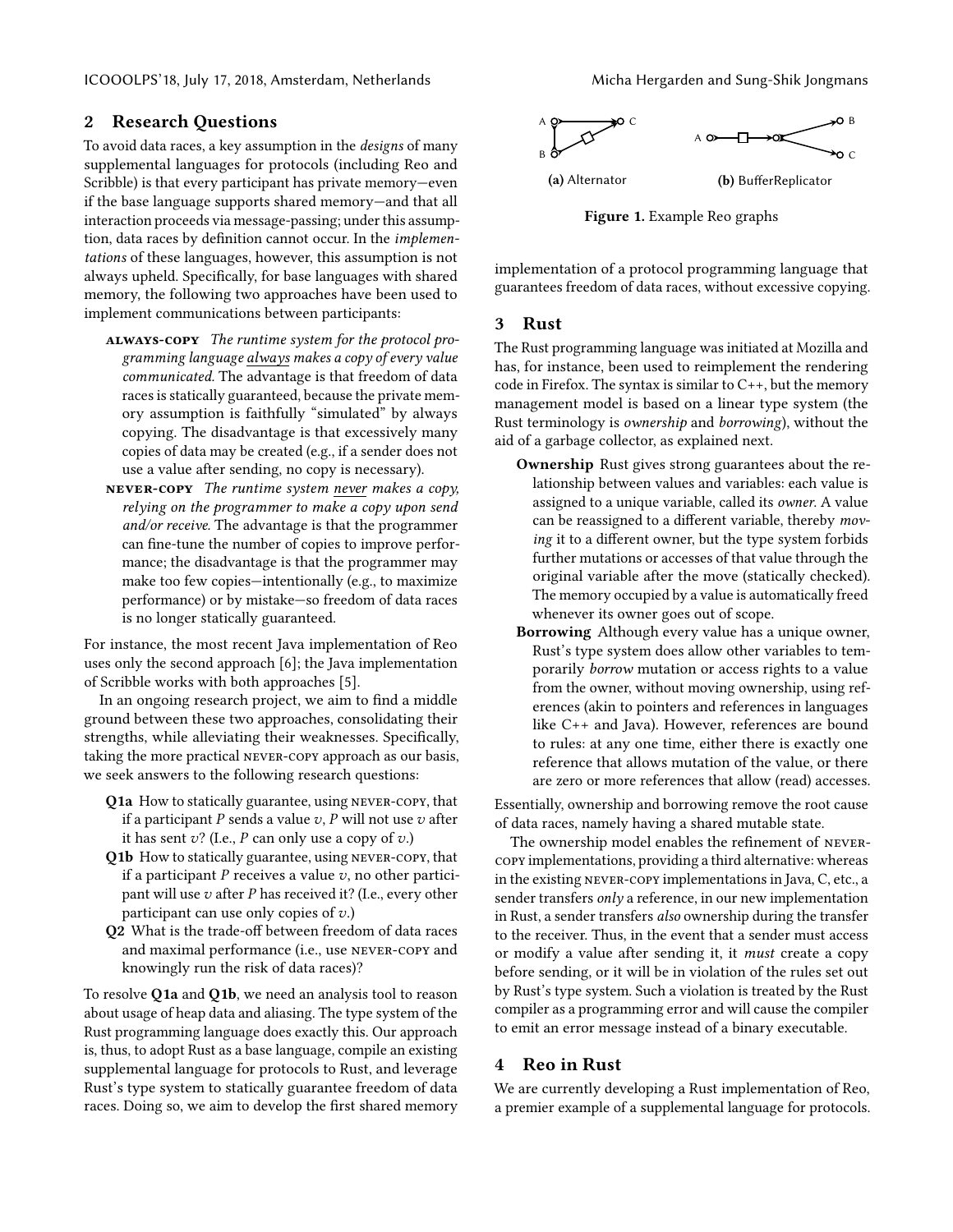## 2 Research Questions

To avoid data races, a key assumption in the *designs* of many supplemental languages for protocols (including Reo and Scribble) is that every participant has private memory—even if the base language supports shared memory—and that all interaction proceeds via message-passing; under this assumption, data races by definition cannot occur. In the *implementations* of these languages, however, this assumption is not always upheld. Specifically, for base languages with shared memory, the following two approaches have been used to implement communications between participants:

- **ALWAYS-COPY** *The runtime system for the protocol programming language always makes a copy of every value communicated.* The advantage is that freedom of data races is statically guaranteed, because the private memory assumption is faithfully "simulated" by always copying. The disadvantage is that excessively many copies of data may be created (e.g., if a sender does not use a value after sending, no copy is necessary).
- **NEVER-COPY** *The runtime system never makes a copy, relying on the programmer to make a copy upon send and/or receive.* The advantage is that the programmer can fine-tune the number of copies to improve performance; the disadvantage is that the programmer may make too few copies—intentionally (e.g., to maximize performance) or by mistake—so freedom of data races is no longer statically guaranteed.

For instance, the most recent Java implementation of Reo uses only the second approach [6]; the Java implementation of Scribble works with both approaches [5].

In an ongoing research project, we aim to find a middle ground between these two approaches, consolidating their strengths, while alleviating their weaknesses. Specifically, taking the more practical NEVER-COPY approach as our basis, we seek answers to the following research questions:

- **Q1a** How to statically guarantee, using NEVER-COPY, that if a participant $P$ sends a value $v$, $P$ will not use $v$ after it has sent $v$? (I.e., $P$ can only use a copy of $v$.)
- **Q1b** How to statically guarantee, using NEVER-COPY, that if a participant $P$ receives a value $v$, no other participant will use $v$ after $P$ has received it? (I.e., every other participant can use only copies of $v$.)
- **Q2** What is the trade-off between freedom of data races and maximal performance (i.e., use NEVER-COPY and knowingly run the risk of data races)?

To resolve **Q1a** and **Q1b**, we need an analysis tool to reason about usage of heap data and aliasing. The type system of the Rust programming language does exactly this. Our approach is, thus, to adopt Rust as a base language, compile an existing supplemental language for protocols to Rust, and leverage Rust's type system to statically guarantee freedom of data races. Doing so, we aim to develop the first shared memory implementation of a protocol programming language that guarantees freedom of data races, without excessive copying.

**(a)** Alternator **(b)** BufferReplicator

**Figure 1.** Example Reo graphs

## 3 Rust

The Rust programming language was initiated at Mozilla and has, for instance, been used to reimplement the rendering code in Firefox. The syntax is similar to C++, but the memory management model is based on a linear type system (the Rust terminology is *ownership* and *borrowing*), without the aid of a garbage collector, as explained next.

- **Ownership** Rust gives strong guarantees about the relationship between values and variables: each value is assigned to a unique variable, called its *owner*. A value can be reassigned to a different variable, thereby *moving* it to a different owner, but the type system forbids further mutations or accesses of that value through the original variable after the move (statically checked). The memory occupied by a value is automatically freed whenever its owner goes out of scope.
- **Borrowing** Although every value has a unique owner, Rust's type system does allow other variables to temporarily *borrow* mutation or access rights to a value from the owner, without moving ownership, using references (akin to pointers and references in languages like C++ and Java). However, references are bound to rules: at any one time, either there is exactly one reference that allows mutation of the value, or there are zero or more references that allow (read) accesses.

Essentially, ownership and borrowing remove the root cause of data races, namely having a shared mutable state.

The ownership model enables the refinement of NEVER-COPY implementations, providing a third alternative: whereas in the existing NEVER-COPY implementations in Java, C, etc., a sender transfers *only* a reference, in our new implementation in Rust, a sender transfers *also* ownership during the transfer to the receiver. Thus, in the event that a sender must access or modify a value after sending it, it *must* create a copy before sending, or it will be in violation of the rules set out by Rust's type system. Such a violation is treated by the Rust compiler as a programming error and will cause the compiler to emit an error message instead of a binary executable.

## 4 Reo in Rust

We are currently developing a Rust implementation of Reo, a premier example of a supplemental language for protocols.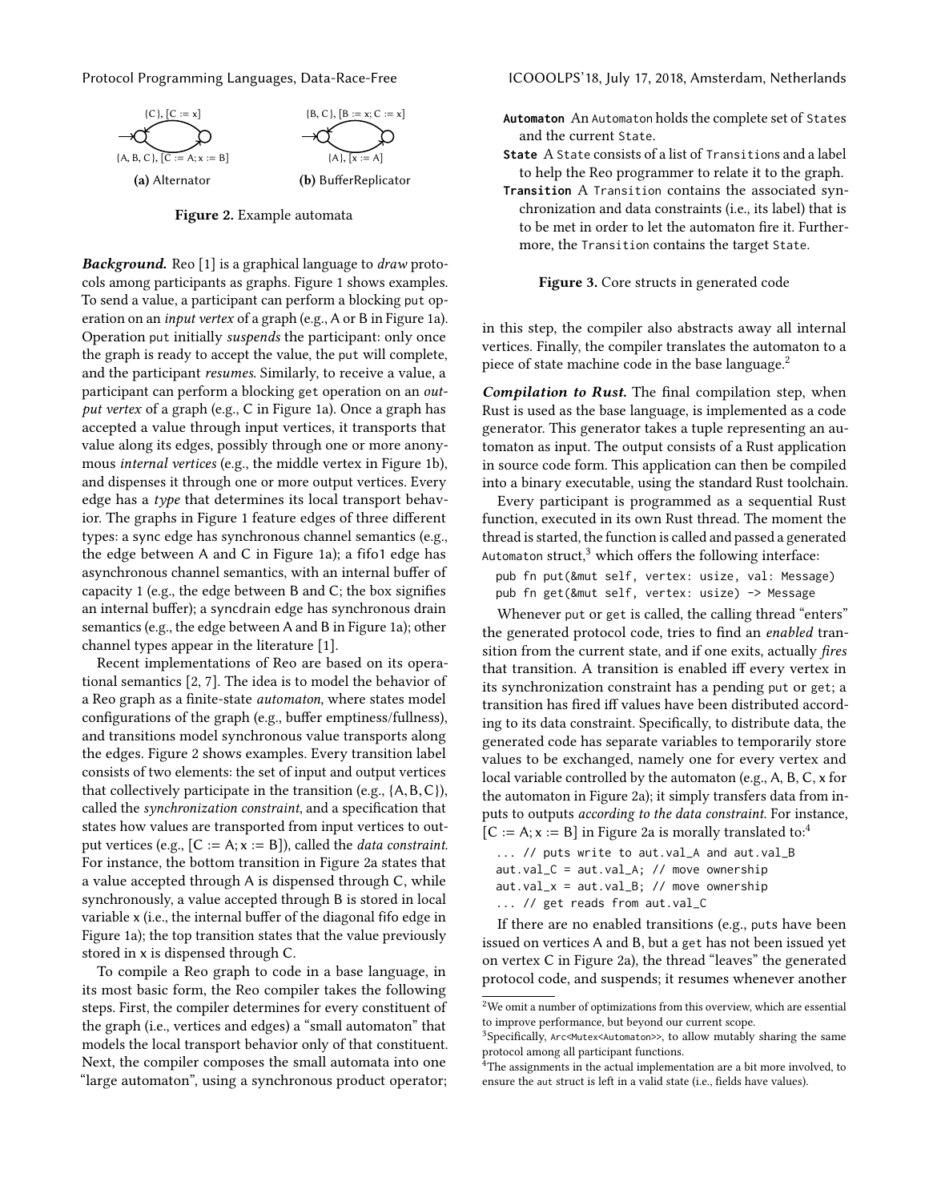{C}, [C := x]

{A, B, C}, [C := A; x := B]

**(a)** Alternator

{B, C}, [B := x; C := x]

{A}, [x := A]

**(b)** BufferReplicator

**Figure 2.** Example automata

***Background.*** Reo [1] is a graphical language to *draw* protocols among participants as graphs. Figure 1 shows examples. To send a value, a participant can perform a blocking put operation on an *input vertex* of a graph (e.g., A or B in Figure 1a). Operation put initially *suspends* the participant: only once the graph is ready to accept the value, the put will complete, and the participant *resumes*. Similarly, to receive a value, a participant can perform a blocking get operation on an *output vertex* of a graph (e.g., C in Figure 1a). Once a graph has accepted a value through input vertices, it transports that value along its edges, possibly through one or more anonymous *internal vertices* (e.g., the middle vertex in Figure 1b), and dispenses it through one or more output vertices. Every edge has a *type* that determines its local transport behavior. The graphs in Figure 1 feature edges of three different types: a sync edge has synchronous channel semantics (e.g., the edge between A and C in Figure 1a); a fifo1 edge has asynchronous channel semantics, with an internal buffer of capacity 1 (e.g., the edge between B and C; the box signifies an internal buffer); a syncdrain edge has synchronous drain semantics (e.g., the edge between A and B in Figure 1a); other channel types appear in the literature [1].

Recent implementations of Reo are based on its operational semantics [2, 7]. The idea is to model the behavior of a Reo graph as a finite-state *automaton*, where states model configurations of the graph (e.g., buffer emptiness/fullness), and transitions model synchronous value transports along the edges. Figure 2 shows examples. Every transition label consists of two elements: the set of input and output vertices that collectively participate in the transition (e.g., $\{A, B, C\}$), called the *synchronization constraint*, and a specification that states how values are transported from input vertices to output vertices (e.g., $[C := A; x := B]$), called the *data constraint*. For instance, the bottom transition in Figure 2a states that a value accepted through A is dispensed through C, while synchronously, a value accepted through B is stored in local variable x (i.e., the internal buffer of the diagonal fifo edge in Figure 1a); the top transition states that the value previously stored in x is dispensed through C.

To compile a Reo graph to code in a base language, in its most basic form, the Reo compiler takes the following steps. First, the compiler determines for every constituent of the graph (i.e., vertices and edges) a "small automaton" that models the local transport behavior only of that constituent. Next, the compiler composes the small automata into one "large automaton", using a synchronous product operator; in this step, the compiler also abstracts away all internal vertices. Finally, the compiler translates the automaton to a piece of state machine code in the base language.[2]

**Automaton** An Automaton holds the complete set of States and the current State.

**State** A State consists of a list of Transitions and a label to help the Reo programmer to relate it to the graph.

**Transition** A Transition contains the associated synchronization and data constraints (i.e., its label) that is to be met in order to let the automaton fire it. Furthermore, the Transition contains the target State.

**Figure 3.** Core structs in generated code

***Compilation to Rust.*** The final compilation step, when Rust is used as the base language, is implemented as a code generator. This generator takes a tuple representing an automaton as input. The output consists of a Rust application in source code form. This application can then be compiled into a binary executable, using the standard Rust toolchain.

Every participant is programmed as a sequential Rust function, executed in its own Rust thread. The moment the thread is started, the function is called and passed a generated Automaton struct,[3] which offers the following interface:

```
pub fn put(&mut self, vertex: usize, val: Message)
pub fn get(&mut self, vertex: usize) -> Message
```

Whenever put or get is called, the calling thread "enters" the generated protocol code, tries to find an *enabled* transition from the current state, and if one exits, actually *fires* that transition. A transition is enabled iff every vertex in its synchronization constraint has a pending put or get; a transition has fired iff values have been distributed according to its data constraint. Specifically, to distribute data, the generated code has separate variables to temporarily store values to be exchanged, namely one for every vertex and local variable controlled by the automaton (e.g., A, B, C, x for the automaton in Figure 2a); it simply transfers data from inputs to outputs *according to the data constraint*. For instance, $[C := A; x := B]$ in Figure 2a is morally translated to:[4]

```
... // puts write to aut.val_A and aut.val_B
aut.val_C = aut.val_A; // move ownership
aut.val_x = aut.val_B; // move ownership
... // get reads from aut.val_C
```

If there are no enabled transitions (e.g., puts have been issued on vertices A and B, but a get has not been issued yet on vertex C in Figure 2a), the thread "leaves" the generated protocol code, and suspends; it resumes whenever another

---

[2] We omit a number of optimizations from this overview, which are essential to improve performance, but beyond our current scope.

[3] Specifically, Arc<Mutex<Automaton>>, to allow mutably sharing the same protocol among all participant functions.

[4] The assignments in the actual implementation are a bit more involved, to ensure the aut struct is left in a valid state (i.e., fields have values).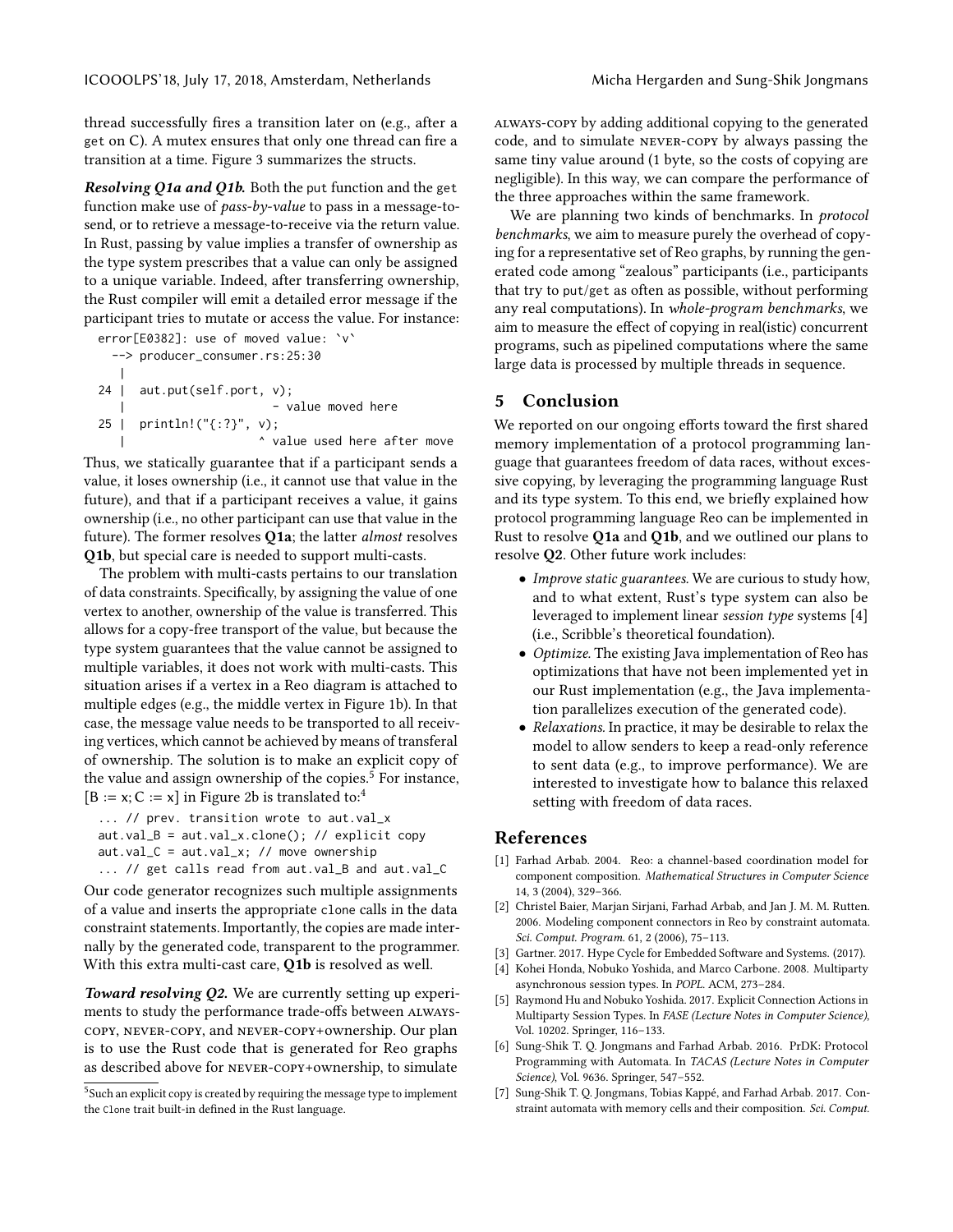thread successfully fires a transition later on (e.g., after a get on C). A mutex ensures that only one thread can fire a transition at a time. Figure 3 summarizes the structs.

***Resolving Q1a and Q1b.*** Both the put function and the get function make use of *pass-by-value* to pass in a message-to-send, or to retrieve a message-to-receive via the return value. In Rust, passing by value implies a transfer of ownership as the type system prescribes that a value can only be assigned to a unique variable. Indeed, after transferring ownership, the Rust compiler will emit a detailed error message if the participant tries to mutate or access the value. For instance:

```
error[E0382]: use of moved value: `v`
  --> producer_consumer.rs:25:30
   |
24 |  aut.put(self.port, v);
   |                     - value moved here
25 |  println!("{:?}", v);
   |                   ^ value used here after move
```

Thus, we statically guarantee that if a participant sends a value, it loses ownership (i.e., it cannot use that value in the future), and that if a participant receives a value, it gains ownership (i.e., no other participant can use that value in the future). The former resolves **Q1a**; the latter *almost* resolves **Q1b**, but special care is needed to support multi-casts.

The problem with multi-casts pertains to our translation of data constraints. Specifically, by assigning the value of one vertex to another, ownership of the value is transferred. This allows for a copy-free transport of the value, but because the type system guarantees that the value cannot be assigned to multiple variables, it does not work with multi-casts. This situation arises if a vertex in a Reo diagram is attached to multiple edges (e.g., the middle vertex in Figure 1b). In that case, the message value needs to be transported to all receiving vertices, which cannot be achieved by means of transferal of ownership. The solution is to make an explicit copy of the value and assign ownership of the copies.[5] For instance, $[B := x; C := x]$ in Figure 2b is translated to:[4]

```
... // prev. transition wrote to aut.val_x
aut.val_B = aut.val_x.clone(); // explicit copy
aut.val_C = aut.val_x; // move ownership
... // get calls read from aut.val_B and aut.val_C
```

Our code generator recognizes such multiple assignments of a value and inserts the appropriate clone calls in the data constraint statements. Importantly, the copies are made internally by the generated code, transparent to the programmer. With this extra multi-cast care, **Q1b** is resolved as well.

***Toward resolving Q2.*** We are currently setting up experiments to study the performance trade-offs between ALWAYS-COPY, NEVER-COPY, and NEVER-COPY+ownership. Our plan is to use the Rust code that is generated for Reo graphs as described above for NEVER-COPY+ownership, to simulate ALWAYS-COPY by adding additional copying to the generated code, and to simulate NEVER-COPY by always passing the same tiny value around (1 byte, so the costs of copying are negligible). In this way, we can compare the performance of the three approaches within the same framework.

We are planning two kinds of benchmarks. In *protocol benchmarks*, we aim to measure purely the overhead of copying for a representative set of Reo graphs, by running the generated code among "zealous" participants (i.e., participants that try to put/get as often as possible, without performing any real computations). In *whole-program benchmarks*, we aim to measure the effect of copying in real(istic) concurrent programs, such as pipelined computations where the same large data is processed by multiple threads in sequence.

[5] Such an explicit copy is created by requiring the message type to implement the Clone trait built-in defined in the Rust language.

## 5 Conclusion

We reported on our ongoing efforts toward the first shared memory implementation of a protocol programming language that guarantees freedom of data races, without excessive copying, by leveraging the programming language Rust and its type system. To this end, we briefly explained how protocol programming language Reo can be implemented in Rust to resolve **Q1a** and **Q1b**, and we outlined our plans to resolve **Q2**. Other future work includes:

- *Improve static guarantees.* We are curious to study how, and to what extent, Rust's type system can also be leveraged to implement linear *session type* systems [4] (i.e., Scribble's theoretical foundation).
- *Optimize.* The existing Java implementation of Reo has optimizations that have not been implemented yet in our Rust implementation (e.g., the Java implementation parallelizes execution of the generated code).
- *Relaxations.* In practice, it may be desirable to relax the model to allow senders to keep a read-only reference to sent data (e.g., to improve performance). We are interested to investigate how to balance this relaxed setting with freedom of data races.

## References

[1] Farhad Arbab. 2004. Reo: a channel-based coordination model for component composition. *Mathematical Structures in Computer Science* 14, 3 (2004), 329–366.

[2] Christel Baier, Marjan Sirjani, Farhad Arbab, and Jan J. M. M. Rutten. 2006. Modeling component connectors in Reo by constraint automata. *Sci. Comput. Program.* 61, 2 (2006), 75–113.

[3] Gartner. 2017. Hype Cycle for Embedded Software and Systems. (2017).

[4] Kohei Honda, Nobuko Yoshida, and Marco Carbone. 2008. Multiparty asynchronous session types. In *POPL*. ACM, 273–284.

[5] Raymond Hu and Nobuko Yoshida. 2017. Explicit Connection Actions in Multiparty Session Types. In *FASE (Lecture Notes in Computer Science)*, Vol. 10202. Springer, 116–133.

[6] Sung-Shik T. Q. Jongmans and Farhad Arbab. 2016. PrDK: Protocol Programming with Automata. In *TACAS (Lecture Notes in Computer Science)*, Vol. 9636. Springer, 547–552.

[7] Sung-Shik T. Q. Jongmans, Tobias Kappé, and Farhad Arbab. 2017. Constraint automata with memory cells and their composition. *Sci. Comput.*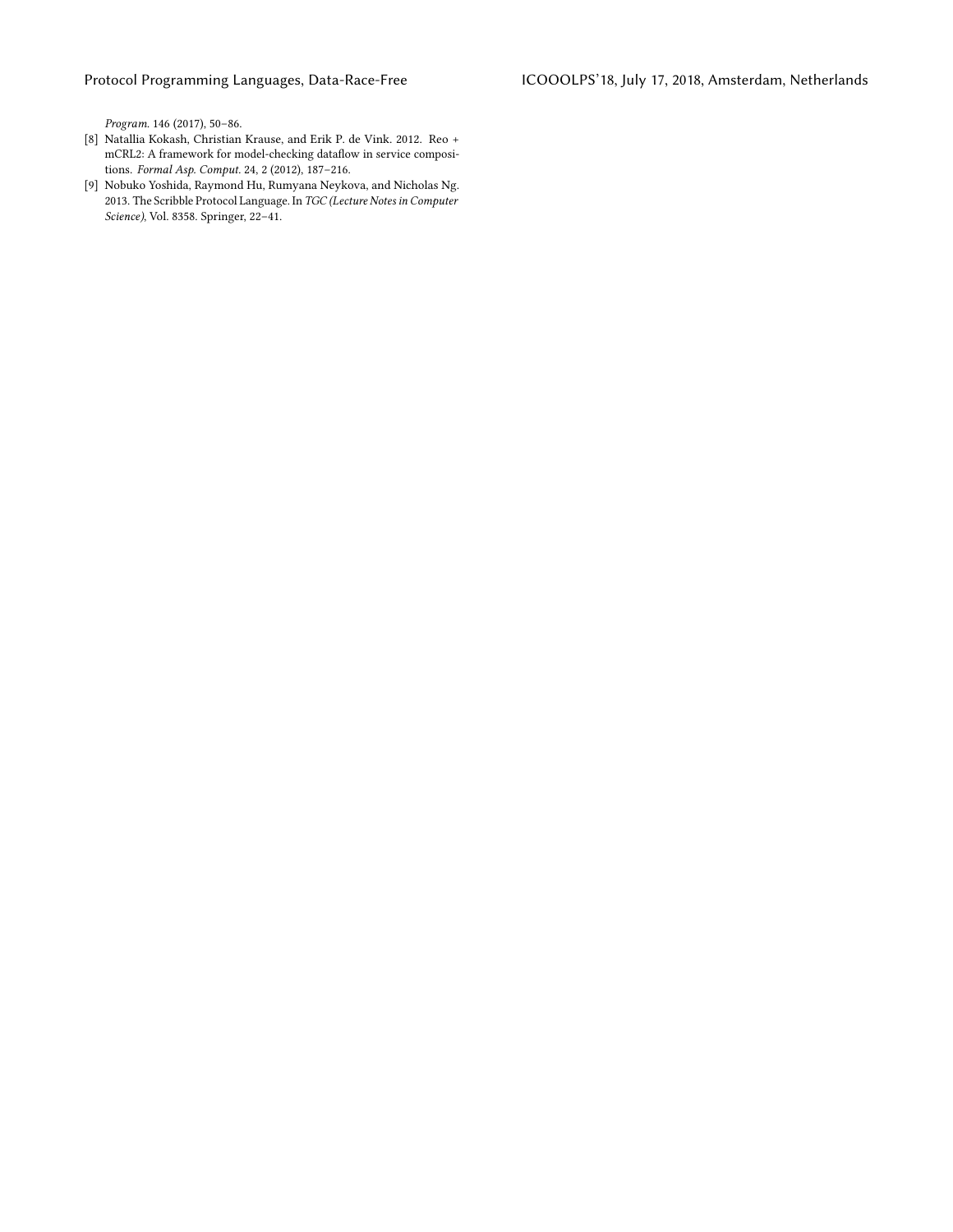*Program.* 146 (2017), 50–86.

[8] Natallia Kokash, Christian Krause, and Erik P. de Vink. 2012. Reo + mCRL2: A framework for model-checking dataflow in service compositions. *Formal Asp. Comput.* 24, 2 (2012), 187–216.

[9] Nobuko Yoshida, Raymond Hu, Rumyana Neykova, and Nicholas Ng. 2013. The Scribble Protocol Language. In *TGC (Lecture Notes in Computer Science)*, Vol. 8358. Springer, 22–41.